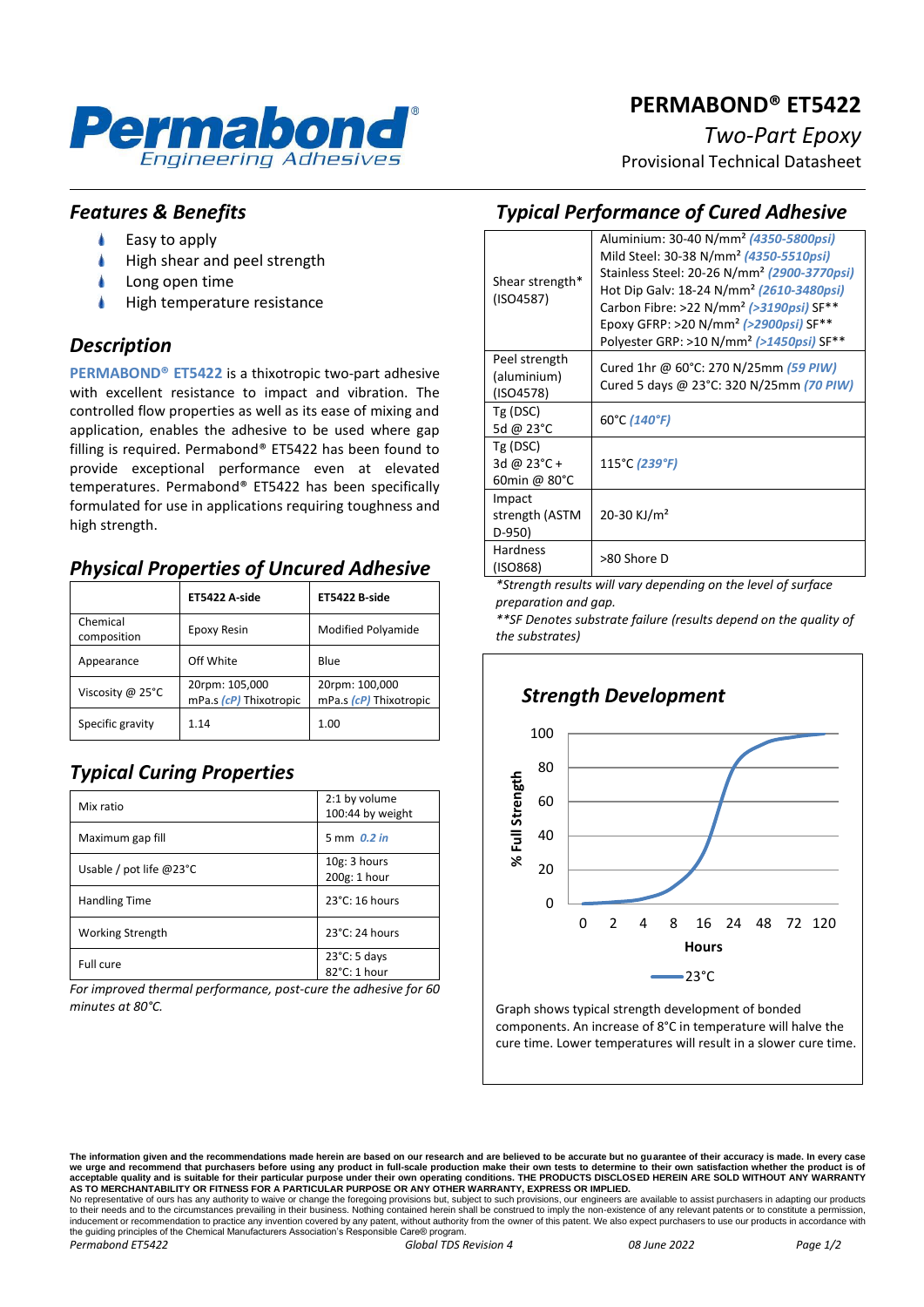# PERMABOND® ET5422

*Two-Part Epoxy*

Provisional Technical Datasheet

## Features & Benefits

- Easy to apply
- High shear and peel strength
- Long open time
- High temperature resistance

## Description

**PERMABOND® ET5422** is a thixotropic two-part adhesive with excellent resistance to impact and vibration. The controlled flow properties as well as its ease of mixing and application, enables the adhesive to be used where gap filling is required. Permabond® ET5422 has been found to provide exceptional performance even at elevated temperatures. Permabond® ET5422 has been specifically formulated for use in applications requiring toughness and high strength.

## Physical Properties of Uncured Adhesive

| | ET5422 A-side | ET5422 B-side |
|---|---|---|
| Chemical composition | Epoxy Resin | Modified Polyamide |
| Appearance | Off White | Blue |
| Viscosity @ 25°C | 20rpm: 105,000 mPa.s *(cP)* Thixotropic | 20rpm: 100,000 mPa.s *(cP)* Thixotropic |
| Specific gravity | 1.14 | 1.00 |

## Typical Curing Properties

| | |
|---|---|
| Mix ratio | 2:1 by volume<br>100:44 by weight |
| Maximum gap fill | 5 mm *0.2 in* |
| Usable / pot life @23°C | 10g: 3 hours<br>200g: 1 hour |
| Handling Time | 23°C: 16 hours |
| Working Strength | 23°C: 24 hours |
| Full cure | 23°C: 5 days<br>82°C: 1 hour |

*For improved thermal performance, post-cure the adhesive for 60 minutes at 80°C.*

## Typical Performance of Cured Adhesive

| | |
|---|---|
| Shear strength* (ISO4587) | Aluminium: 30-40 N/mm² *(4350-5800psi)*<br>Mild Steel: 30-38 N/mm² *(4350-5510psi)*<br>Stainless Steel: 20-26 N/mm² *(2900-3770psi)*<br>Hot Dip Galv: 18-24 N/mm² *(2610-3480psi)*<br>Carbon Fibre: >22 N/mm² *(>3190psi)* SF**<br>Epoxy GFRP: >20 N/mm² *(>2900psi)* SF**<br>Polyester GRP: >10 N/mm² *(>1450psi)* SF** |
| Peel strength (aluminium) (ISO4578) | Cured 1hr @ 60°C: 270 N/25mm *(59 PIW)*<br>Cured 5 days @ 23°C: 320 N/25mm *(70 PIW)* |
| Tg (DSC) 5d @ 23°C | 60°C *(140°F)* |
| Tg (DSC) 3d @ 23°C + 60min @ 80°C | 115°C *(239°F)* |
| Impact strength (ASTM D-950) | 20-30 KJ/m² |
| Hardness (ISO868) | >80 Shore D |

*\*Strength results will vary depending on the level of surface preparation and gap.*

*\*\*SF Denotes substrate failure (results depend on the quality of the substrates)*

### Strength Development

Graph shows typical strength development of bonded components. An increase of 8°C in temperature will halve the cure time. Lower temperatures will result in a slower cure time.

The information given and the recommendations made herein are based on our research and are believed to be accurate but no guarantee of their accuracy is made. In every case we urge and recommend that purchasers before using any product in full-scale production make their own tests to determine to their own satisfaction whether the product is of acceptable quality and is suitable for their particular purpose under their own operating conditions. THE PRODUCTS DISCLOSED HEREIN ARE SOLD WITHOUT ANY WARRANTY AS TO MERCHANTABILITY OR FITNESS FOR A PARTICULAR PURPOSE OR ANY OTHER WARRANTY, EXPRESS OR IMPLIED.
No representative of ours has any authority to waive or change the foregoing provisions but, subject to such provisions, our engineers are available to assist purchasers in adapting our products to their needs and to the circumstances prevailing in their business. Nothing contained herein shall be construed to imply the non-existence of any relevant patents or to constitute a permission, inducement or recommendation to practice any invention covered by any patent, without authority from the owner of this patent. We also expect purchasers to use our products in accordance with the guiding principles of the Chemical Manufacturers Association's Responsible Care® program.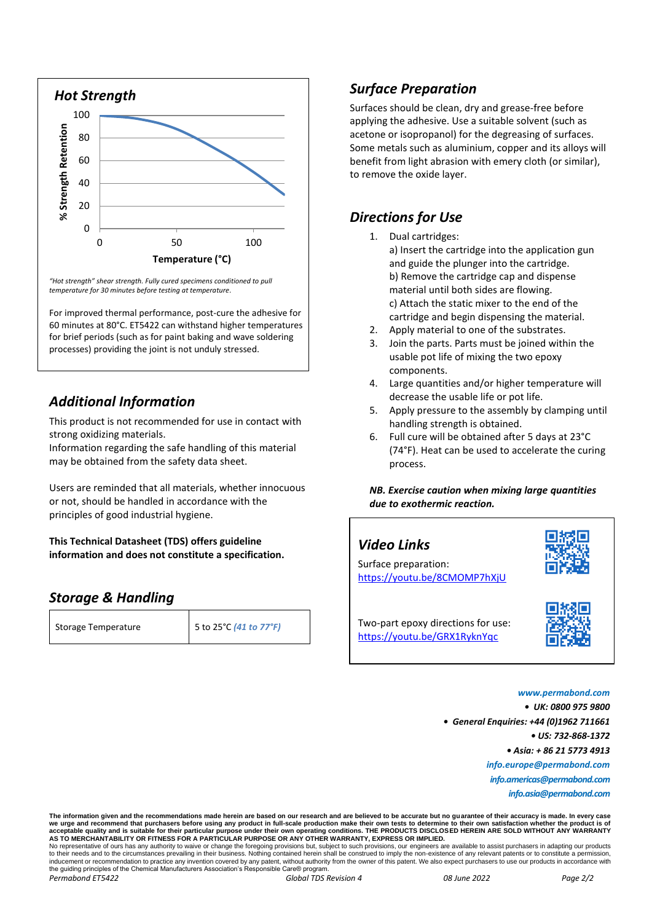## Hot Strength

100
80
60
40
20
0

% Strength Retention

0
50
100

Temperature (°C)

*"Hot strength" shear strength. Fully cured specimens conditioned to pull temperature for 30 minutes before testing at temperature.*

For improved thermal performance, post-cure the adhesive for 60 minutes at 80°C. ET5422 can withstand higher temperatures for brief periods (such as for paint baking and wave soldering processes) providing the joint is not unduly stressed.

## Additional Information

This product is not recommended for use in contact with strong oxidizing materials.
Information regarding the safe handling of this material may be obtained from the safety data sheet.

Users are reminded that all materials, whether innocuous or not, should be handled in accordance with the principles of good industrial hygiene.

**This Technical Datasheet (TDS) offers guideline information and does not constitute a specification.**

## Storage & Handling

| | |
|---|---|
| Storage Temperature | 5 to 25°C *(41 to 77°F)* |

## Surface Preparation

Surfaces should be clean, dry and grease-free before applying the adhesive. Use a suitable solvent (such as acetone or isopropanol) for the degreasing of surfaces. Some metals such as aluminium, copper and its alloys will benefit from light abrasion with emery cloth (or similar), to remove the oxide layer.

## Directions for Use

1. Dual cartridges:
   a) Insert the cartridge into the application gun and guide the plunger into the cartridge.
   b) Remove the cartridge cap and dispense material until both sides are flowing.
   c) Attach the static mixer to the end of the cartridge and begin dispensing the material.
2. Apply material to one of the substrates.
3. Join the parts. Parts must be joined within the usable pot life of mixing the two epoxy components.
4. Large quantities and/or higher temperature will decrease the usable life or pot life.
5. Apply pressure to the assembly by clamping until handling strength is obtained.
6. Full cure will be obtained after 5 days at 23°C (74°F). Heat can be used to accelerate the curing process.

***NB. Exercise caution when mixing large quantities due to exothermic reaction.***

## Video Links

Surface preparation:
https://youtu.be/8CMOMP7hXjU

Two-part epoxy directions for use:
https://youtu.be/GRX1RyknYqc

*www.permabond.com*
***• UK: 0800 975 9800***
***• General Enquiries: +44 (0)1962 711661***
***• US: 732-868-1372***
***• Asia: + 86 21 5773 4913***
*info.europe@permabond.com*
*info.americas@permabond.com*
*info.asia@permabond.com*

**The information given and the recommendations made herein are based on our research and are believed to be accurate but no guarantee of their accuracy is made. In every case we urge and recommend that purchasers before using any product in full-scale production make their own tests to determine to their own satisfaction whether the product is of acceptable quality and is suitable for their particular purpose under their own operating conditions. THE PRODUCTS DISCLOSED HEREIN ARE SOLD WITHOUT ANY WARRANTY AS TO MERCHANTABILITY OR FITNESS FOR A PARTICULAR PURPOSE OR ANY OTHER WARRANTY, EXPRESS OR IMPLIED.**
No representative of ours has any authority to waive or change the foregoing provisions but, subject to such provisions, our engineers are available to assist purchasers in adapting our products to their needs and to the circumstances prevailing in their business. Nothing contained herein shall be construed to imply the non-existence of any relevant patents or to constitute a permission, inducement or recommendation to practice any invention covered by any patent, without authority from the owner of this patent. We also expect purchasers to use our products in accordance with the guiding principles of the Chemical Manufacturers Association's Responsible Care® program.

*Permabond ET5422* *Global TDS Revision 4* *08 June 2022*